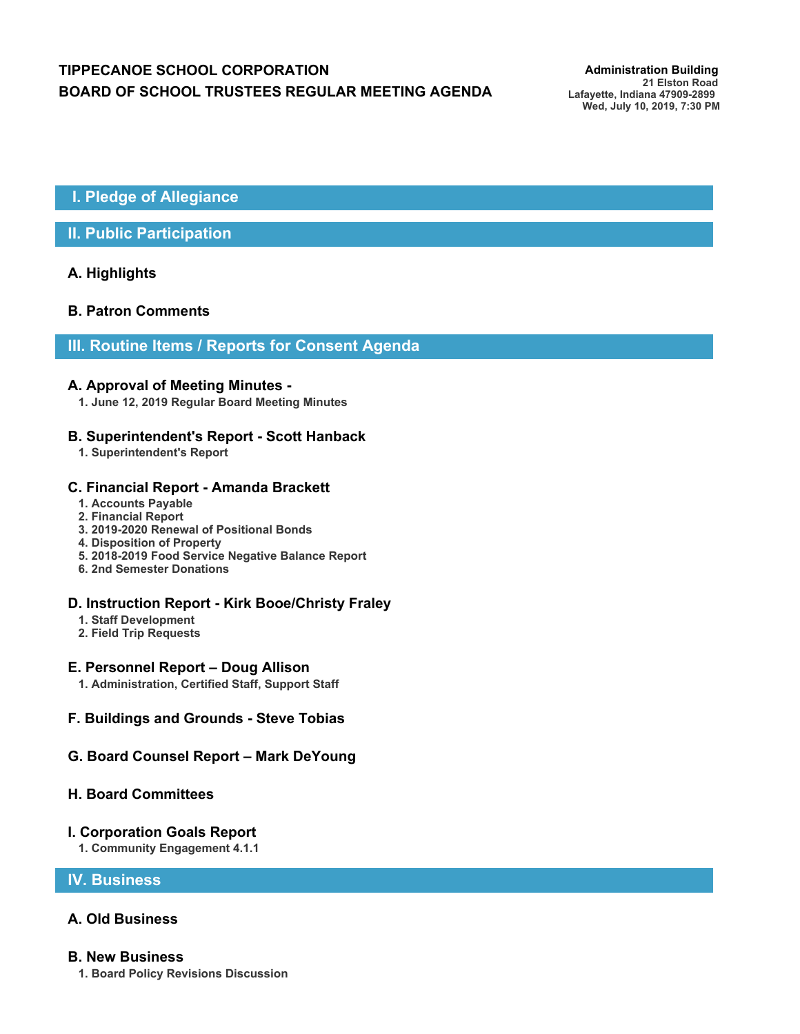**TIPPECANOE SCHOOL CORPORATION**
**BOARD OF SCHOOL TRUSTEES REGULAR MEETING AGENDA**

**Administration Building**
21 Elston Road
Lafayette, Indiana 47909-2899
Wed, July 10, 2019, 7:30 PM

## I. Pledge of Allegiance

## II. Public Participation

### A. Highlights

### B. Patron Comments

## III. Routine Items / Reports for Consent Agenda

### A. Approval of Meeting Minutes -

1. June 12, 2019 Regular Board Meeting Minutes

### B. Superintendent's Report - Scott Hanback

1. Superintendent's Report

### C. Financial Report - Amanda Brackett

1. Accounts Payable
2. Financial Report
3. 2019-2020 Renewal of Positional Bonds
4. Disposition of Property
5. 2018-2019 Food Service Negative Balance Report
6. 2nd Semester Donations

### D. Instruction Report - Kirk Booe/Christy Fraley

1. Staff Development
2. Field Trip Requests

### E. Personnel Report – Doug Allison

1. Administration, Certified Staff, Support Staff

### F. Buildings and Grounds - Steve Tobias

### G. Board Counsel Report – Mark DeYoung

### H. Board Committees

### I. Corporation Goals Report

1. Community Engagement 4.1.1

## IV. Business

### A. Old Business

### B. New Business

1. Board Policy Revisions Discussion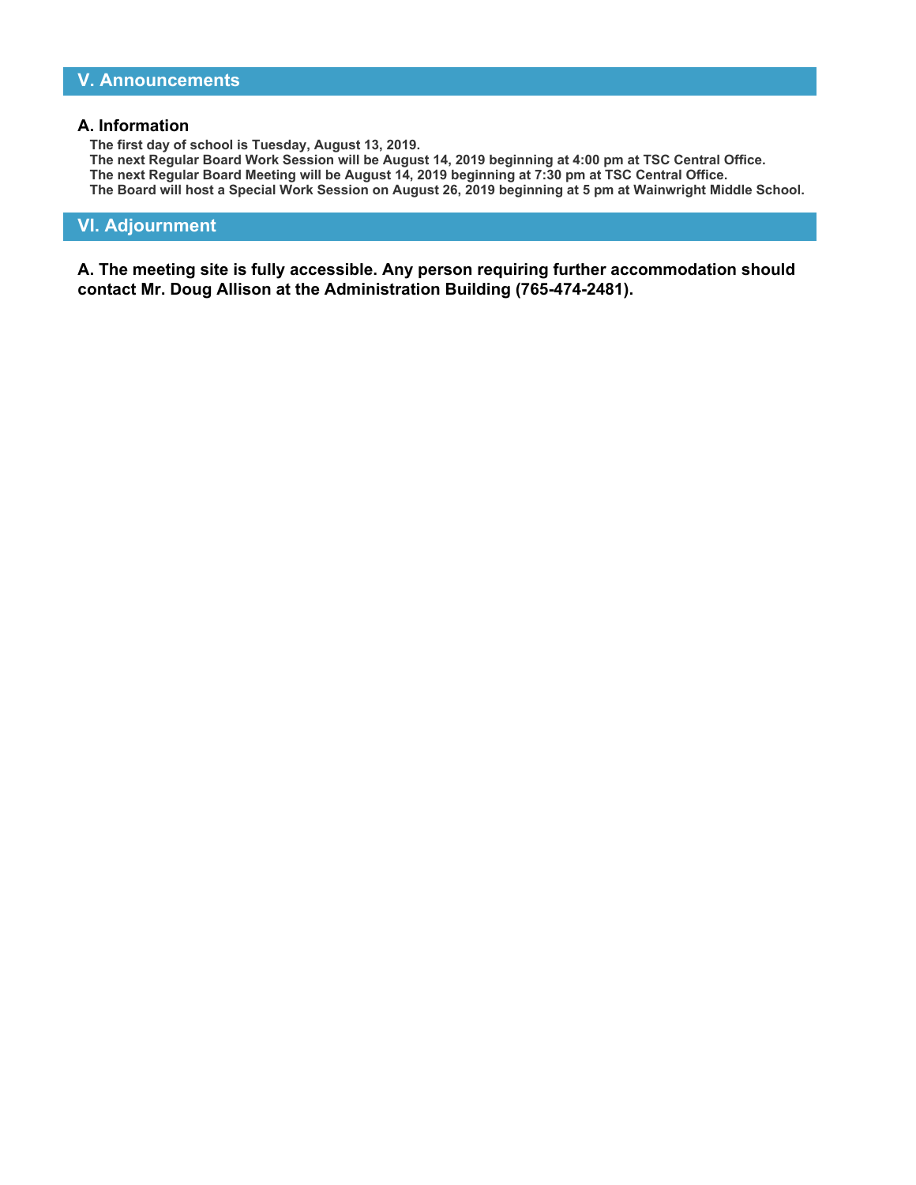## V. Announcements

### A. Information

**The first day of school is Tuesday, August 13, 2019.**
**The next Regular Board Work Session will be August 14, 2019 beginning at 4:00 pm at TSC Central Office.**
**The next Regular Board Meeting will be August 14, 2019 beginning at 7:30 pm at TSC Central Office.**
**The Board will host a Special Work Session on August 26, 2019 beginning at 5 pm at Wainwright Middle School.**

## VI. Adjournment

### A. The meeting site is fully accessible. Any person requiring further accommodation should contact Mr. Doug Allison at the Administration Building (765-474-2481).